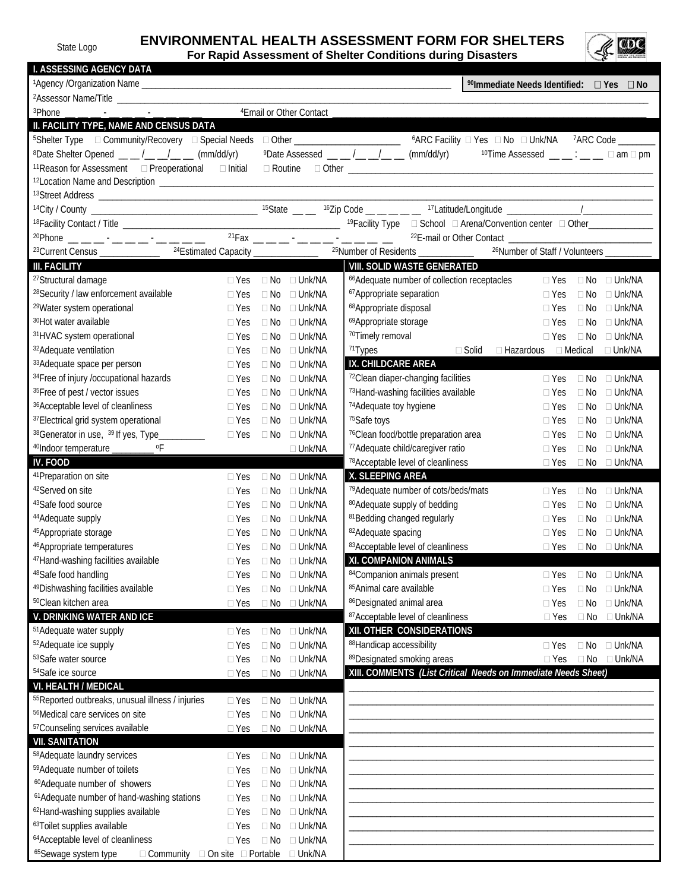State Logo

# ENVIRONMENTAL HEALTH ASSESSMENT FORM FOR SHELTERS

**For Rapid Assessment of Shelter Conditions during Disasters**

## I. ASSESSING AGENCY DATA

[1]Agency /Organization Name ______________________________ **[90]Immediate Needs Identified: ☐ Yes ☐ No**

[2]Assessor Name/Title ______________________________

[3]Phone __ __ __ - __ __ __ - __ __ __ __ [4]Email or Other Contact ______________________________

## II. FACILITY TYPE, NAME AND CENSUS DATA

[5]Shelter Type ☐ Community/Recovery ☐ Special Needs ☐ Other ____________ [6]ARC Facility ☐ Yes ☐ No ☐ Unk/NA [7]ARC Code ________

[8]Date Shelter Opened __ __ /__ __/__ __ (mm/dd/yr) [9]Date Assessed __ __ /__ __/__ __ (mm/dd/yr) [10]Time Assessed __ __ : __ __ ☐ am ☐ pm

[11]Reason for Assessment ☐ Preoperational ☐ Initial ☐ Routine ☐ Other ______________________________

[12]Location Name and Description ______________________________

[13]Street Address ______________________________

[14]City / County ____________ [15]State __ __ [16]Zip Code __ __ __ __ __ [17]Latitude/Longitude ________/________

[18]Facility Contact / Title ______________________________ [19]Facility Type ☐ School ☐ Arena/Convention center ☐ Other____________

[20]Phone __ __ __ - __ __ __ - __ __ __ __ [21]Fax __ __ __ - __ __ __ - __ __ __ __ [22]E-mail or Other Contact ______________________________

[23]Current Census ____________ [24]Estimated Capacity ____________ [25]Number of Residents ____________ [26]Number of Staff / Volunteers ____________

## III. FACILITY

| Item | Yes | No | Unk/NA |
|---|---|---|---|
| [27]Structural damage | ☐ Yes | ☐ No | ☐ Unk/NA |
| [28]Security / law enforcement available | ☐ Yes | ☐ No | ☐ Unk/NA |
| [29]Water system operational | ☐ Yes | ☐ No | ☐ Unk/NA |
| [30]Hot water available | ☐ Yes | ☐ No | ☐ Unk/NA |
| [31]HVAC system operational | ☐ Yes | ☐ No | ☐ Unk/NA |
| [32]Adequate ventilation | ☐ Yes | ☐ No | ☐ Unk/NA |
| [33]Adequate space per person | ☐ Yes | ☐ No | ☐ Unk/NA |
| [34]Free of injury /occupational hazards | ☐ Yes | ☐ No | ☐ Unk/NA |
| [35]Free of pest / vector issues | ☐ Yes | ☐ No | ☐ Unk/NA |
| [36]Acceptable level of cleanliness | ☐ Yes | ☐ No | ☐ Unk/NA |
| [37]Electrical grid system operational | ☐ Yes | ☐ No | ☐ Unk/NA |
| [38]Generator in use, [39] If yes, Type__________ | ☐ Yes | ☐ No | ☐ Unk/NA |
| [40]Indoor temperature _________ ºF | | | ☐ Unk/NA |

## IV. FOOD

| Item | Yes | No | Unk/NA |
|---|---|---|---|
| [41]Preparation on site | ☐ Yes | ☐ No | ☐ Unk/NA |
| [42]Served on site | ☐ Yes | ☐ No | ☐ Unk/NA |
| [43]Safe food source | ☐ Yes | ☐ No | ☐ Unk/NA |
| [44]Adequate supply | ☐ Yes | ☐ No | ☐ Unk/NA |
| [45]Appropriate storage | ☐ Yes | ☐ No | ☐ Unk/NA |
| [46]Appropriate temperatures | ☐ Yes | ☐ No | ☐ Unk/NA |
| [47]Hand-washing facilities available | ☐ Yes | ☐ No | ☐ Unk/NA |
| [48]Safe food handling | ☐ Yes | ☐ No | ☐ Unk/NA |
| [49]Dishwashing facilities available | ☐ Yes | ☐ No | ☐ Unk/NA |
| [50]Clean kitchen area | ☐ Yes | ☐ No | ☐ Unk/NA |

## V. DRINKING WATER AND ICE

| Item | Yes | No | Unk/NA |
|---|---|---|---|
| [51]Adequate water supply | ☐ Yes | ☐ No | ☐ Unk/NA |
| [52]Adequate ice supply | ☐ Yes | ☐ No | ☐ Unk/NA |
| [53]Safe water source | ☐ Yes | ☐ No | ☐ Unk/NA |
| [54]Safe ice source | ☐ Yes | ☐ No | ☐ Unk/NA |

## VI. HEALTH / MEDICAL

| Item | Yes | No | Unk/NA |
|---|---|---|---|
| [55]Reported outbreaks, unusual illness / injuries | ☐ Yes | ☐ No | ☐ Unk/NA |
| [56]Medical care services on site | ☐ Yes | ☐ No | ☐ Unk/NA |
| [57]Counseling services available | ☐ Yes | ☐ No | ☐ Unk/NA |

## VII. SANITATION

| Item | Yes | No | Unk/NA |
|---|---|---|---|
| [58]Adequate laundry services | ☐ Yes | ☐ No | ☐ Unk/NA |
| [59]Adequate number of toilets | ☐ Yes | ☐ No | ☐ Unk/NA |
| [60]Adequate number of showers | ☐ Yes | ☐ No | ☐ Unk/NA |
| [61]Adequate number of hand-washing stations | ☐ Yes | ☐ No | ☐ Unk/NA |
| [62]Hand-washing supplies available | ☐ Yes | ☐ No | ☐ Unk/NA |
| [63]Toilet supplies available | ☐ Yes | ☐ No | ☐ Unk/NA |
| [64]Acceptable level of cleanliness | ☐ Yes | ☐ No | ☐ Unk/NA |

[65]Sewage system type ☐ Community ☐ On site ☐ Portable ☐ Unk/NA

## VIII. SOLID WASTE GENERATED

| Item | Yes | No | Unk/NA |
|---|---|---|---|
| [66]Adequate number of collection receptacles | ☐ Yes | ☐ No | ☐ Unk/NA |
| [67]Appropriate separation | ☐ Yes | ☐ No | ☐ Unk/NA |
| [68]Appropriate disposal | ☐ Yes | ☐ No | ☐ Unk/NA |
| [69]Appropriate storage | ☐ Yes | ☐ No | ☐ Unk/NA |
| [70]Timely removal | ☐ Yes | ☐ No | ☐ Unk/NA |

[71]Types ☐ Solid ☐ Hazardous ☐ Medical ☐ Unk/NA

## IX. CHILDCARE AREA

| Item | Yes | No | Unk/NA |
|---|---|---|---|
| [72]Clean diaper-changing facilities | ☐ Yes | ☐ No | ☐ Unk/NA |
| [73]Hand-washing facilities available | ☐ Yes | ☐ No | ☐ Unk/NA |
| [74]Adequate toy hygiene | ☐ Yes | ☐ No | ☐ Unk/NA |
| [75]Safe toys | ☐ Yes | ☐ No | ☐ Unk/NA |
| [76]Clean food/bottle preparation area | ☐ Yes | ☐ No | ☐ Unk/NA |
| [77]Adequate child/caregiver ratio | ☐ Yes | ☐ No | ☐ Unk/NA |
| [78]Acceptable level of cleanliness | ☐ Yes | ☐ No | ☐ Unk/NA |

## X. SLEEPING AREA

| Item | Yes | No | Unk/NA |
|---|---|---|---|
| [79]Adequate number of cots/beds/mats | ☐ Yes | ☐ No | ☐ Unk/NA |
| [80]Adequate supply of bedding | ☐ Yes | ☐ No | ☐ Unk/NA |
| [81]Bedding changed regularly | ☐ Yes | ☐ No | ☐ Unk/NA |
| [82]Adequate spacing | ☐ Yes | ☐ No | ☐ Unk/NA |
| [83]Acceptable level of cleanliness | ☐ Yes | ☐ No | ☐ Unk/NA |

## XI. COMPANION ANIMALS

| Item | Yes | No | Unk/NA |
|---|---|---|---|
| [84]Companion animals present | ☐ Yes | ☐ No | ☐ Unk/NA |
| [85]Animal care available | ☐ Yes | ☐ No | ☐ Unk/NA |
| [86]Designated animal area | ☐ Yes | ☐ No | ☐ Unk/NA |
| [87]Acceptable level of cleanliness | ☐ Yes | ☐ No | ☐ Unk/NA |

## XII. OTHER CONSIDERATIONS

| Item | Yes | No | Unk/NA |
|---|---|---|---|
| [88]Handicap accessibility | ☐ Yes | ☐ No | ☐ Unk/NA |
| [89]Designated smoking areas | ☐ Yes | ☐ No | ☐ Unk/NA |

## XIII. COMMENTS *(List Critical Needs on Immediate Needs Sheet)*

______________________________

______________________________

______________________________

______________________________

______________________________

______________________________

______________________________

______________________________

______________________________

______________________________

______________________________

______________________________

______________________________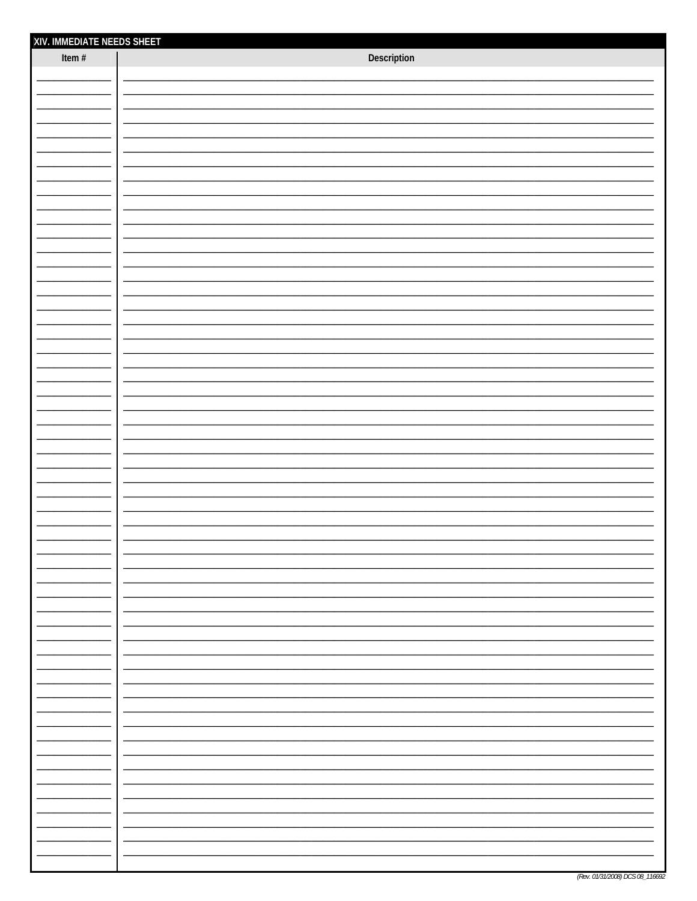## XIV. IMMEDIATE NEEDS SHEET

| Item # | Description |
| --- | --- |
| | |
| | |
| | |
| | |
| | |
| | |
| | |
| | |
| | |
| | |
| | |
| | |
| | |
| | |
| | |
| | |
| | |
| | |
| | |
| | |
| | |
| | |
| | |
| | |
| | |
| | |
| | |
| | |
| | |
| | |
| | |
| | |
| | |
| | |
| | |
| | |
| | |
| | |
| | |
| | |
| | |
| | |
| | |
| | |
| | |
| | |
| | |
| | |
| | |
| | |
| | |
| | |
| | |
| | |
| | |
| | |

*(Rev. 01/31/2008) DCS 08_116692*